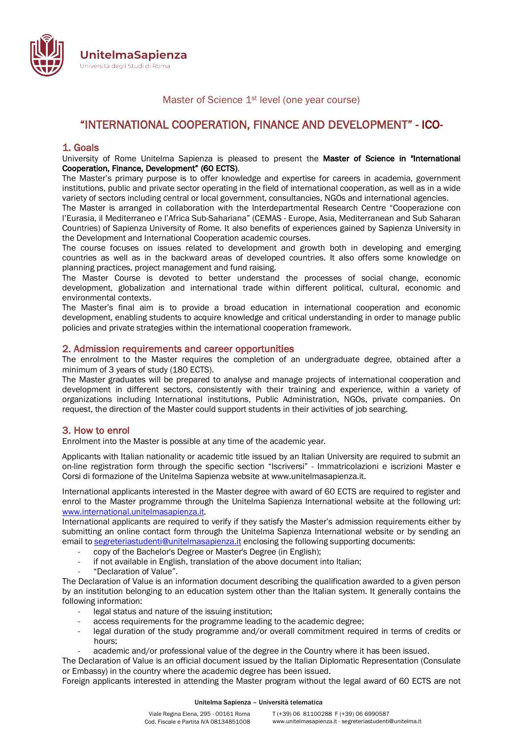Master of Science 1st level (one year course)

# "INTERNATIONAL COOPERATION, FINANCE AND DEVELOPMENT" - ICO-

## 1. Goals

University of Rome Unitelma Sapienza is pleased to present the **Master of Science in "International Cooperation, Finance, Development" (60 ECTS)**.

The Master's primary purpose is to offer knowledge and expertise for careers in academia, government institutions, public and private sector operating in the field of international cooperation, as well as in a wide variety of sectors including central or local government, consultancies, NGOs and international agencies.

The Master is arranged in collaboration with the Interdepartmental Research Centre "Cooperazione con l'Eurasia, il Mediterraneo e l'Africa Sub-Sahariana" (CEMAS - Europe, Asia, Mediterranean and Sub Saharan Countries) of Sapienza University of Rome. It also benefits of experiences gained by Sapienza University in the Development and International Cooperation academic courses.

The course focuses on issues related to development and growth both in developing and emerging countries as well as in the backward areas of developed countries. It also offers some knowledge on planning practices, project management and fund raising.

The Master Course is devoted to better understand the processes of social change, economic development, globalization and international trade within different political, cultural, economic and environmental contexts.

The Master's final aim is to provide a broad education in international cooperation and economic development, enabling students to acquire knowledge and critical understanding in order to manage public policies and private strategies within the international cooperation framework.

## 2. Admission requirements and career opportunities

The enrolment to the Master requires the completion of an undergraduate degree, obtained after a minimum of 3 years of study (180 ECTS).

The Master graduates will be prepared to analyse and manage projects of international cooperation and development in different sectors, consistently with their training and experience, within a variety of organizations including International institutions, Public Administration, NGOs, private companies. On request, the direction of the Master could support students in their activities of job searching.

## 3. How to enrol

Enrolment into the Master is possible at any time of the academic year.

Applicants with Italian nationality or academic title issued by an Italian University are required to submit an on-line registration form through the specific section "Iscriversi" - Immatricolazioni e iscrizioni Master e Corsi di formazione of the Unitelma Sapienza website at www.unitelmasapienza.it.

International applicants interested in the Master degree with award of 60 ECTS are required to register and enrol to the Master programme through the Unitelma Sapienza International website at the following url: www.international.unitelmasapienza.it.

International applicants are required to verify if they satisfy the Master's admission requirements either by submitting an online contact form through the Unitelma Sapienza International website or by sending an email to segreteriastudenti@unitelmasapienza.it enclosing the following supporting documents:

- copy of the Bachelor's Degree or Master's Degree (in English);
- if not available in English, translation of the above document into Italian;
- "Declaration of Value".

The Declaration of Value is an information document describing the qualification awarded to a given person by an institution belonging to an education system other than the Italian system. It generally contains the following information:

- legal status and nature of the issuing institution;
- access requirements for the programme leading to the academic degree;
- legal duration of the study programme and/or overall commitment required in terms of credits or hours;
- academic and/or professional value of the degree in the Country where it has been issued.

The Declaration of Value is an official document issued by the Italian Diplomatic Representation (Consulate or Embassy) in the country where the academic degree has been issued.

Foreign applicants interested in attending the Master program without the legal award of 60 ECTS are not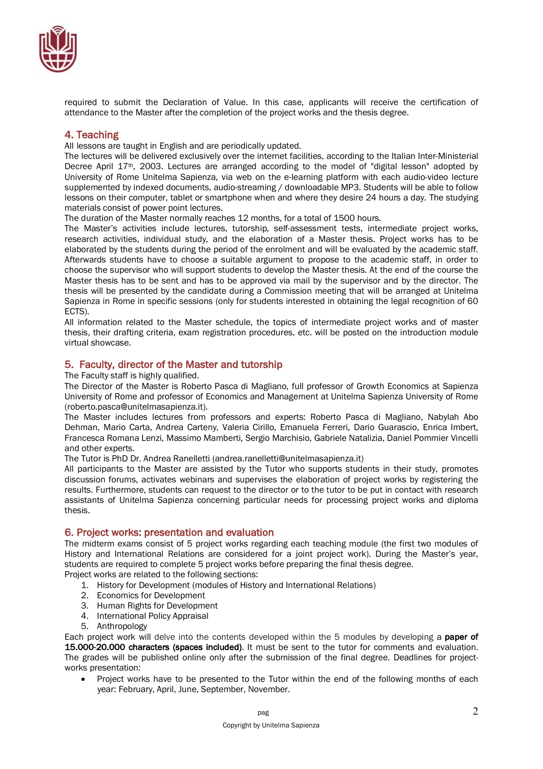required to submit the Declaration of Value. In this case, applicants will receive the certification of attendance to the Master after the completion of the project works and the thesis degree.

## 4. Teaching

All lessons are taught in English and are periodically updated.

The lectures will be delivered exclusively over the internet facilities, according to the Italian Inter-Ministerial Decree April 17th, 2003. Lectures are arranged according to the model of "digital lesson" adopted by University of Rome Unitelma Sapienza, via web on the e-learning platform with each audio-video lecture supplemented by indexed documents, audio-streaming / downloadable MP3. Students will be able to follow lessons on their computer, tablet or smartphone when and where they desire 24 hours a day. The studying materials consist of power point lectures.

The duration of the Master normally reaches 12 months, for a total of 1500 hours.

The Master's activities include lectures, tutorship, self-assessment tests, intermediate project works, research activities, individual study, and the elaboration of a Master thesis. Project works has to be elaborated by the students during the period of the enrolment and will be evaluated by the academic staff. Afterwards students have to choose a suitable argument to propose to the academic staff, in order to choose the supervisor who will support students to develop the Master thesis. At the end of the course the Master thesis has to be sent and has to be approved via mail by the supervisor and by the director. The thesis will be presented by the candidate during a Commission meeting that will be arranged at Unitelma Sapienza in Rome in specific sessions (only for students interested in obtaining the legal recognition of 60 ECTS).

All information related to the Master schedule, the topics of intermediate project works and of master thesis, their drafting criteria, exam registration procedures, etc. will be posted on the introduction module virtual showcase.

## 5. Faculty, director of the Master and tutorship

The Faculty staff is highly qualified.

The Director of the Master is Roberto Pasca di Magliano, full professor of Growth Economics at Sapienza University of Rome and professor of Economics and Management at Unitelma Sapienza University of Rome (roberto.pasca@unitelmasapienza.it).

The Master includes lectures from professors and experts: Roberto Pasca di Magliano, Nabylah Abo Dehman, Mario Carta, Andrea Carteny, Valeria Cirillo, Emanuela Ferreri, Dario Guarascio, Enrica Imbert, Francesca Romana Lenzi, Massimo Mamberti, Sergio Marchisio, Gabriele Natalizia, Daniel Pommier Vincelli and other experts.

The Tutor is PhD Dr. Andrea Ranelletti (andrea.ranelletti@unitelmasapienza.it)

All participants to the Master are assisted by the Tutor who supports students in their study, promotes discussion forums, activates webinars and supervises the elaboration of project works by registering the results. Furthermore, students can request to the director or to the tutor to be put in contact with research assistants of Unitelma Sapienza concerning particular needs for processing project works and diploma thesis.

## 6. Project works: presentation and evaluation

The midterm exams consist of 5 project works regarding each teaching module (the first two modules of History and International Relations are considered for a joint project work). During the Master's year, students are required to complete 5 project works before preparing the final thesis degree.

Project works are related to the following sections:

1. History for Development (modules of History and International Relations)
2. Economics for Development
3. Human Rights for Development
4. International Policy Appraisal
5. Anthropology

Each project work will delve into the contents developed within the 5 modules by developing a **paper of 15.000-20.000 characters (spaces included)**. It must be sent to the tutor for comments and evaluation. The grades will be published online only after the submission of the final degree. Deadlines for project-works presentation:

- Project works have to be presented to the Tutor within the end of the following months of each year: February, April, June, September, November.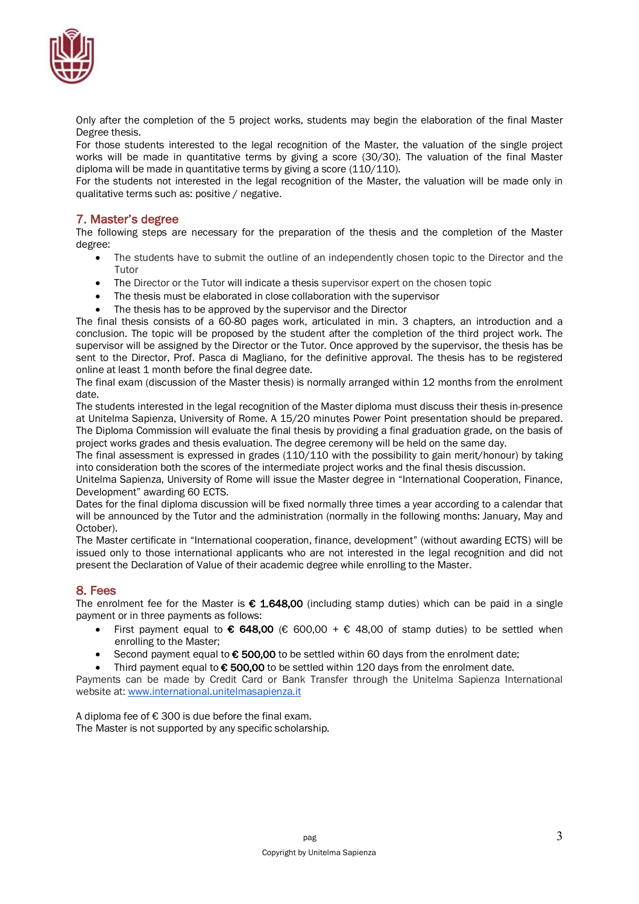Only after the completion of the 5 project works, students may begin the elaboration of the final Master Degree thesis.

For those students interested to the legal recognition of the Master, the valuation of the single project works will be made in quantitative terms by giving a score (30/30). The valuation of the final Master diploma will be made in quantitative terms by giving a score (110/110).

For the students not interested in the legal recognition of the Master, the valuation will be made only in qualitative terms such as: positive / negative.

## 7. Master's degree

The following steps are necessary for the preparation of the thesis and the completion of the Master degree:

- The students have to submit the outline of an independently chosen topic to the Director and the Tutor
- The Director or the Tutor will indicate a thesis supervisor expert on the chosen topic
- The thesis must be elaborated in close collaboration with the supervisor
- The thesis has to be approved by the supervisor and the Director

The final thesis consists of a 60-80 pages work, articulated in min. 3 chapters, an introduction and a conclusion. The topic will be proposed by the student after the completion of the third project work. The supervisor will be assigned by the Director or the Tutor. Once approved by the supervisor, the thesis has be sent to the Director, Prof. Pasca di Magliano, for the definitive approval. The thesis has to be registered online at least 1 month before the final degree date.

The final exam (discussion of the Master thesis) is normally arranged within 12 months from the enrolment date.

The students interested in the legal recognition of the Master diploma must discuss their thesis in-presence at Unitelma Sapienza, University of Rome. A 15/20 minutes Power Point presentation should be prepared. The Diploma Commission will evaluate the final thesis by providing a final graduation grade, on the basis of project works grades and thesis evaluation. The degree ceremony will be held on the same day.

The final assessment is expressed in grades (110/110 with the possibility to gain merit/honour) by taking into consideration both the scores of the intermediate project works and the final thesis discussion.

Unitelma Sapienza, University of Rome will issue the Master degree in "International Cooperation, Finance, Development" awarding 60 ECTS.

Dates for the final diploma discussion will be fixed normally three times a year according to a calendar that will be announced by the Tutor and the administration (normally in the following months: January, May and October).

The Master certificate in "International cooperation, finance, development" (without awarding ECTS) will be issued only to those international applicants who are not interested in the legal recognition and did not present the Declaration of Value of their academic degree while enrolling to the Master.

## 8. Fees

The enrolment fee for the Master is **€ 1.648,00** (including stamp duties) which can be paid in a single payment or in three payments as follows:

- First payment equal to **€ 648,00** (€ 600,00 + € 48,00 of stamp duties) to be settled when enrolling to the Master;
- Second payment equal to **€ 500,00** to be settled within 60 days from the enrolment date;
- Third payment equal to **€ 500,00** to be settled within 120 days from the enrolment date.

Payments can be made by Credit Card or Bank Transfer through the Unitelma Sapienza International website at: [www.international.unitelmasapienza.it](http://www.international.unitelmasapienza.it)

A diploma fee of € 300 is due before the final exam.
The Master is not supported by any specific scholarship.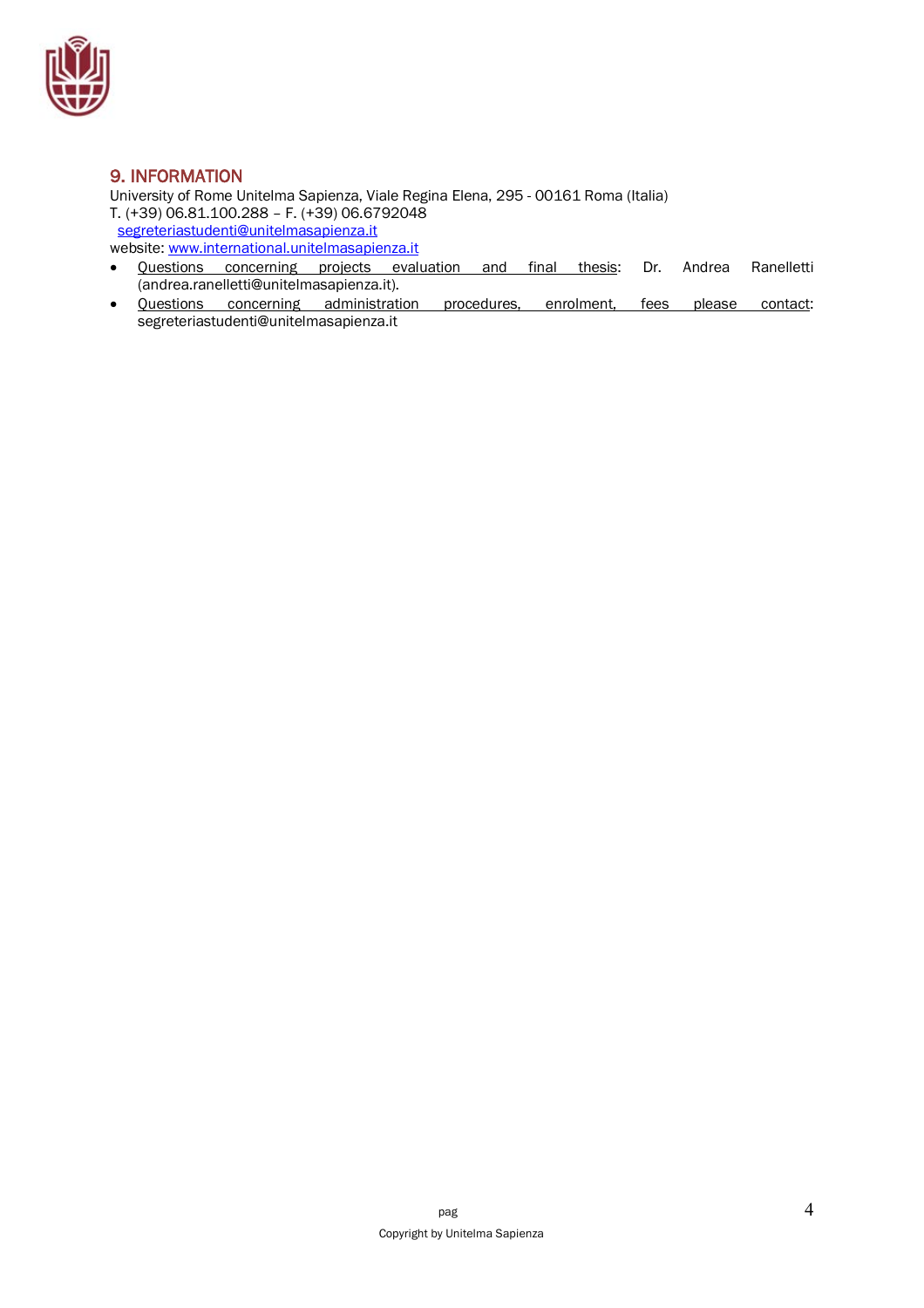## 9. INFORMATION

University of Rome Unitelma Sapienza, Viale Regina Elena, 295 - 00161 Roma (Italia)
T. (+39) 06.81.100.288 – F. (+39) 06.6792048
segreteriastudenti@unitelmasapienza.it
website: www.international.unitelmasapienza.it

- Questions concerning projects evaluation and final thesis: Dr. Andrea Ranelletti (andrea.ranelletti@unitelmasapienza.it).
- Questions concerning administration procedures, enrolment, fees please contact: segreteriastudenti@unitelmasapienza.it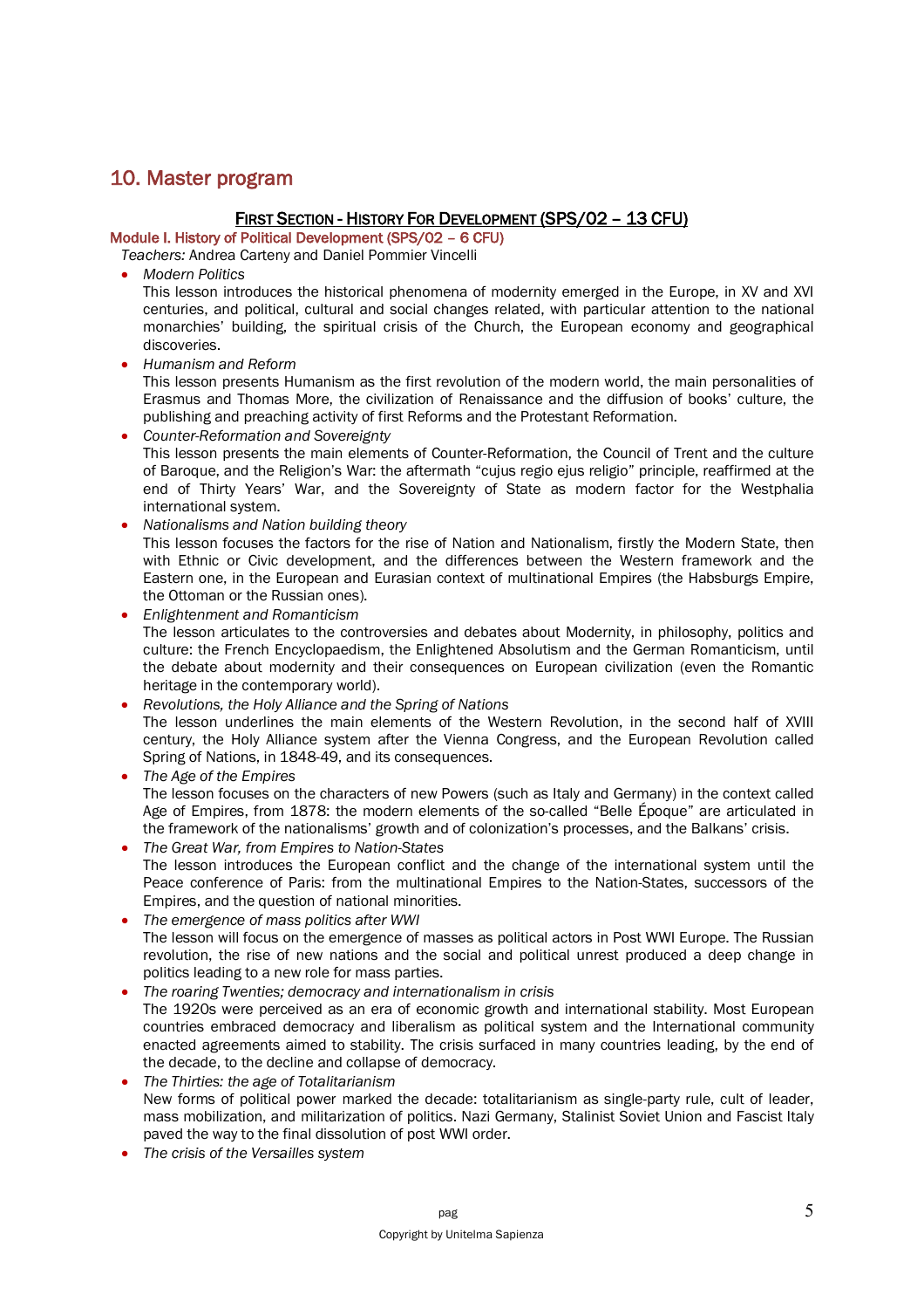## 10. Master program

### FIRST SECTION - HISTORY FOR DEVELOPMENT (SPS/02 – 13 CFU)

#### Module I. History of Political Development (SPS/02 – 6 CFU)

*Teachers:* Andrea Carteny and Daniel Pommier Vincelli

- *Modern Politics*
  This lesson introduces the historical phenomena of modernity emerged in the Europe, in XV and XVI centuries, and political, cultural and social changes related, with particular attention to the national monarchies' building, the spiritual crisis of the Church, the European economy and geographical discoveries.
- *Humanism and Reform*
  This lesson presents Humanism as the first revolution of the modern world, the main personalities of Erasmus and Thomas More, the civilization of Renaissance and the diffusion of books' culture, the publishing and preaching activity of first Reforms and the Protestant Reformation.
- *Counter-Reformation and Sovereignty*
  This lesson presents the main elements of Counter-Reformation, the Council of Trent and the culture of Baroque, and the Religion's War: the aftermath "cujus regio ejus religio" principle, reaffirmed at the end of Thirty Years' War, and the Sovereignty of State as modern factor for the Westphalia international system.
- *Nationalisms and Nation building theory*
  This lesson focuses the factors for the rise of Nation and Nationalism, firstly the Modern State, then with Ethnic or Civic development, and the differences between the Western framework and the Eastern one, in the European and Eurasian context of multinational Empires (the Habsburgs Empire, the Ottoman or the Russian ones).
- *Enlightenment and Romanticism*
  The lesson articulates to the controversies and debates about Modernity, in philosophy, politics and culture: the French Encyclopaedism, the Enlightened Absolutism and the German Romanticism, until the debate about modernity and their consequences on European civilization (even the Romantic heritage in the contemporary world).
- *Revolutions, the Holy Alliance and the Spring of Nations*
  The lesson underlines the main elements of the Western Revolution, in the second half of XVIII century, the Holy Alliance system after the Vienna Congress, and the European Revolution called Spring of Nations, in 1848-49, and its consequences.
- *The Age of the Empires*
  The lesson focuses on the characters of new Powers (such as Italy and Germany) in the context called Age of Empires, from 1878: the modern elements of the so-called "Belle Époque" are articulated in the framework of the nationalisms' growth and of colonization's processes, and the Balkans' crisis.
- *The Great War, from Empires to Nation-States*
  The lesson introduces the European conflict and the change of the international system until the Peace conference of Paris: from the multinational Empires to the Nation-States, successors of the Empires, and the question of national minorities.
- *The emergence of mass politics after WWI*
  The lesson will focus on the emergence of masses as political actors in Post WWI Europe. The Russian revolution, the rise of new nations and the social and political unrest produced a deep change in politics leading to a new role for mass parties.
- *The roaring Twenties; democracy and internationalism in crisis*
  The 1920s were perceived as an era of economic growth and international stability. Most European countries embraced democracy and liberalism as political system and the International community enacted agreements aimed to stability. The crisis surfaced in many countries leading, by the end of the decade, to the decline and collapse of democracy.
- *The Thirties: the age of Totalitarianism*
  New forms of political power marked the decade: totalitarianism as single-party rule, cult of leader, mass mobilization, and militarization of politics. Nazi Germany, Stalinist Soviet Union and Fascist Italy paved the way to the final dissolution of post WWI order.
- *The crisis of the Versailles system*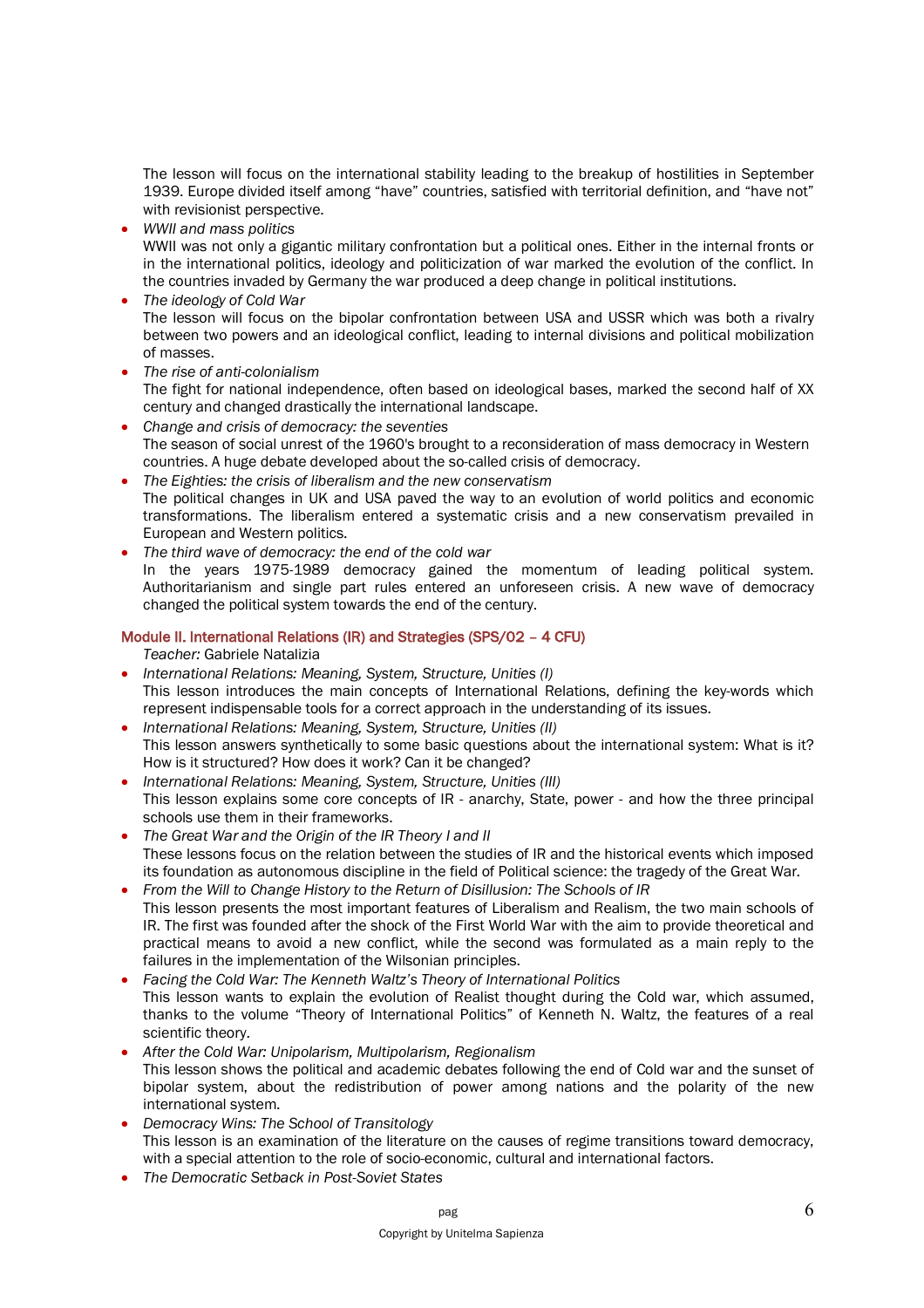The lesson will focus on the international stability leading to the breakup of hostilities in September 1939. Europe divided itself among "have" countries, satisfied with territorial definition, and "have not" with revisionist perspective.

- *WWII and mass politics*
  WWII was not only a gigantic military confrontation but a political ones. Either in the internal fronts or in the international politics, ideology and politicization of war marked the evolution of the conflict. In the countries invaded by Germany the war produced a deep change in political institutions.
- *The ideology of Cold War*
  The lesson will focus on the bipolar confrontation between USA and USSR which was both a rivalry between two powers and an ideological conflict, leading to internal divisions and political mobilization of masses.
- *The rise of anti-colonialism*
  The fight for national independence, often based on ideological bases, marked the second half of XX century and changed drastically the international landscape.
- *Change and crisis of democracy: the seventies*
  The season of social unrest of the 1960's brought to a reconsideration of mass democracy in Western countries. A huge debate developed about the so-called crisis of democracy.
- *The Eighties: the crisis of liberalism and the new conservatism*
  The political changes in UK and USA paved the way to an evolution of world politics and economic transformations. The liberalism entered a systematic crisis and a new conservatism prevailed in European and Western politics.
- *The third wave of democracy: the end of the cold war*
  In the years 1975-1989 democracy gained the momentum of leading political system. Authoritarianism and single part rules entered an unforeseen crisis. A new wave of democracy changed the political system towards the end of the century.

### Module II. International Relations (IR) and Strategies (SPS/02 – 4 CFU)

*Teacher:* Gabriele Natalizia

- *International Relations: Meaning, System, Structure, Unities (I)*
  This lesson introduces the main concepts of International Relations, defining the key-words which represent indispensable tools for a correct approach in the understanding of its issues.
- *International Relations: Meaning, System, Structure, Unities (II)*
  This lesson answers synthetically to some basic questions about the international system: What is it? How is it structured? How does it work? Can it be changed?
- *International Relations: Meaning, System, Structure, Unities (III)*
  This lesson explains some core concepts of IR - anarchy, State, power - and how the three principal schools use them in their frameworks.
- *The Great War and the Origin of the IR Theory I and II*
  These lessons focus on the relation between the studies of IR and the historical events which imposed its foundation as autonomous discipline in the field of Political science: the tragedy of the Great War.
- *From the Will to Change History to the Return of Disillusion: The Schools of IR*
  This lesson presents the most important features of Liberalism and Realism, the two main schools of IR. The first was founded after the shock of the First World War with the aim to provide theoretical and practical means to avoid a new conflict, while the second was formulated as a main reply to the failures in the implementation of the Wilsonian principles.
- *Facing the Cold War: The Kenneth Waltz's Theory of International Politics*
  This lesson wants to explain the evolution of Realist thought during the Cold war, which assumed, thanks to the volume "Theory of International Politics" of Kenneth N. Waltz, the features of a real scientific theory.
- *After the Cold War: Unipolarism, Multipolarism, Regionalism*
  This lesson shows the political and academic debates following the end of Cold war and the sunset of bipolar system, about the redistribution of power among nations and the polarity of the new international system.
- *Democracy Wins: The School of Transitology*
  This lesson is an examination of the literature on the causes of regime transitions toward democracy, with a special attention to the role of socio-economic, cultural and international factors.
- *The Democratic Setback in Post-Soviet States*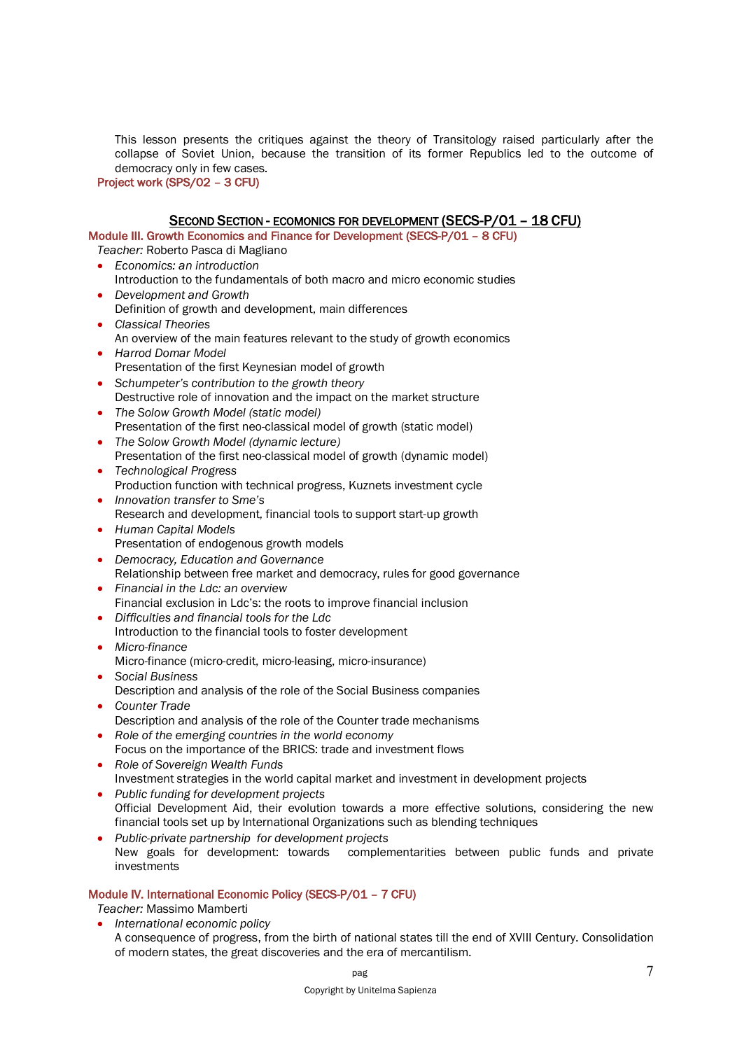This lesson presents the critiques against the theory of Transitology raised particularly after the collapse of Soviet Union, because the transition of its former Republics led to the outcome of democracy only in few cases.

**Project work (SPS/02 – 3 CFU)**

## SECOND SECTION - ECOMONICS FOR DEVELOPMENT (SECS-P/01 – 18 CFU)

### Module III. Growth Economics and Finance for Development (SECS-P/01 – 8 CFU)

*Teacher:* Roberto Pasca di Magliano

- *Economics: an introduction*
  Introduction to the fundamentals of both macro and micro economic studies
- *Development and Growth*
  Definition of growth and development, main differences
- *Classical Theories*
  An overview of the main features relevant to the study of growth economics
- *Harrod Domar Model*
  Presentation of the first Keynesian model of growth
- *Schumpeter's contribution to the growth theory*
  Destructive role of innovation and the impact on the market structure
- *The Solow Growth Model (static model)*
  Presentation of the first neo-classical model of growth (static model)
- *The Solow Growth Model (dynamic lecture)*
  Presentation of the first neo-classical model of growth (dynamic model)
- *Technological Progress*
  Production function with technical progress, Kuznets investment cycle
- *Innovation transfer to Sme's*
  Research and development, financial tools to support start-up growth
- *Human Capital Models*
  Presentation of endogenous growth models
- *Democracy, Education and Governance*
  Relationship between free market and democracy, rules for good governance
- *Financial in the Ldc: an overview*
  Financial exclusion in Ldc's: the roots to improve financial inclusion
- *Difficulties and financial tools for the Ldc*
  Introduction to the financial tools to foster development
- *Micro-finance*
  Micro-finance (micro-credit, micro-leasing, micro-insurance)
- *Social Business*
  Description and analysis of the role of the Social Business companies
- *Counter Trade*
  Description and analysis of the role of the Counter trade mechanisms
- *Role of the emerging countries in the world economy*
  Focus on the importance of the BRICS: trade and investment flows
- *Role of Sovereign Wealth Funds*
  Investment strategies in the world capital market and investment in development projects
- *Public funding for development projects*
  Official Development Aid, their evolution towards a more effective solutions, considering the new financial tools set up by International Organizations such as blending techniques
- *Public-private partnership for development projects*
  New goals for development: towards complementarities between public funds and private investments

### Module IV. International Economic Policy (SECS-P/01 – 7 CFU)

*Teacher:* Massimo Mamberti

- *International economic policy*
  A consequence of progress, from the birth of national states till the end of XVIII Century. Consolidation of modern states, the great discoveries and the era of mercantilism.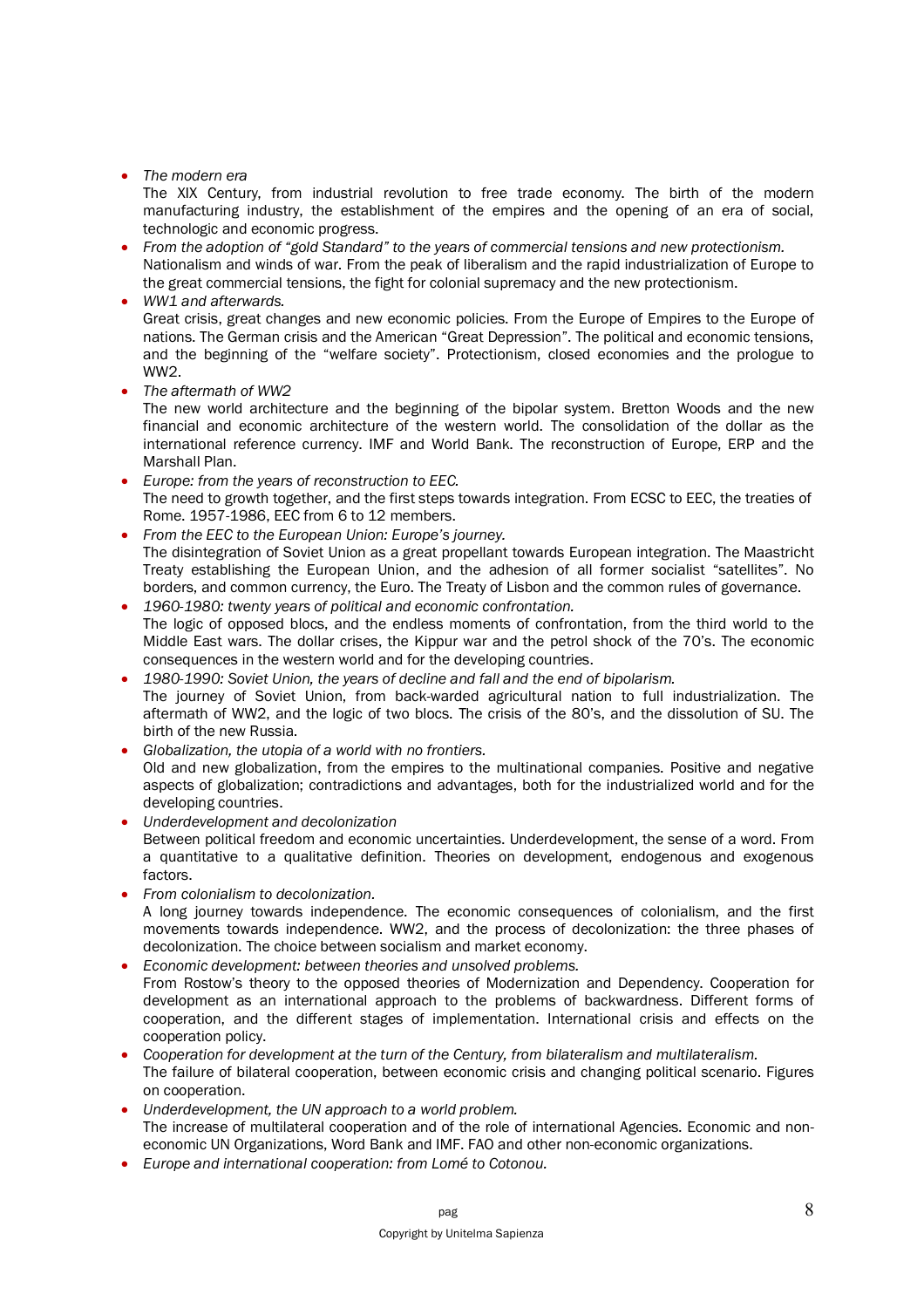- *The modern era*
  The XIX Century, from industrial revolution to free trade economy. The birth of the modern manufacturing industry, the establishment of the empires and the opening of an era of social, technologic and economic progress.
- *From the adoption of "gold Standard" to the years of commercial tensions and new protectionism.*
  Nationalism and winds of war. From the peak of liberalism and the rapid industrialization of Europe to the great commercial tensions, the fight for colonial supremacy and the new protectionism.
- *WW1 and afterwards.*
  Great crisis, great changes and new economic policies. From the Europe of Empires to the Europe of nations. The German crisis and the American "Great Depression". The political and economic tensions, and the beginning of the "welfare society". Protectionism, closed economies and the prologue to WW2.
- *The aftermath of WW2*
  The new world architecture and the beginning of the bipolar system. Bretton Woods and the new financial and economic architecture of the western world. The consolidation of the dollar as the international reference currency. IMF and World Bank. The reconstruction of Europe, ERP and the Marshall Plan.
- *Europe: from the years of reconstruction to EEC.*
  The need to growth together, and the first steps towards integration. From ECSC to EEC, the treaties of Rome. 1957-1986, EEC from 6 to 12 members.
- *From the EEC to the European Union: Europe's journey.*
  The disintegration of Soviet Union as a great propellant towards European integration. The Maastricht Treaty establishing the European Union, and the adhesion of all former socialist "satellites". No borders, and common currency, the Euro. The Treaty of Lisbon and the common rules of governance.
- *1960-1980: twenty years of political and economic confrontation.*
  The logic of opposed blocs, and the endless moments of confrontation, from the third world to the Middle East wars. The dollar crises, the Kippur war and the petrol shock of the 70's. The economic consequences in the western world and for the developing countries.
- *1980-1990: Soviet Union, the years of decline and fall and the end of bipolarism.*
  The journey of Soviet Union, from back-warded agricultural nation to full industrialization. The aftermath of WW2, and the logic of two blocs. The crisis of the 80's, and the dissolution of SU. The birth of the new Russia.
- *Globalization, the utopia of a world with no frontiers.*
  Old and new globalization, from the empires to the multinational companies. Positive and negative aspects of globalization; contradictions and advantages, both for the industrialized world and for the developing countries.
- *Underdevelopment and decolonization*
  Between political freedom and economic uncertainties. Underdevelopment, the sense of a word. From a quantitative to a qualitative definition. Theories on development, endogenous and exogenous factors.
- *From colonialism to decolonization.*
  A long journey towards independence. The economic consequences of colonialism, and the first movements towards independence. WW2, and the process of decolonization: the three phases of decolonization. The choice between socialism and market economy.
- *Economic development: between theories and unsolved problems.*
  From Rostow's theory to the opposed theories of Modernization and Dependency. Cooperation for development as an international approach to the problems of backwardness. Different forms of cooperation, and the different stages of implementation. International crisis and effects on the cooperation policy.
- *Cooperation for development at the turn of the Century, from bilateralism and multilateralism.*
  The failure of bilateral cooperation, between economic crisis and changing political scenario. Figures on cooperation.
- *Underdevelopment, the UN approach to a world problem.*
  The increase of multilateral cooperation and of the role of international Agencies. Economic and non-economic UN Organizations, Word Bank and IMF. FAO and other non-economic organizations.
- *Europe and international cooperation: from Lomé to Cotonou.*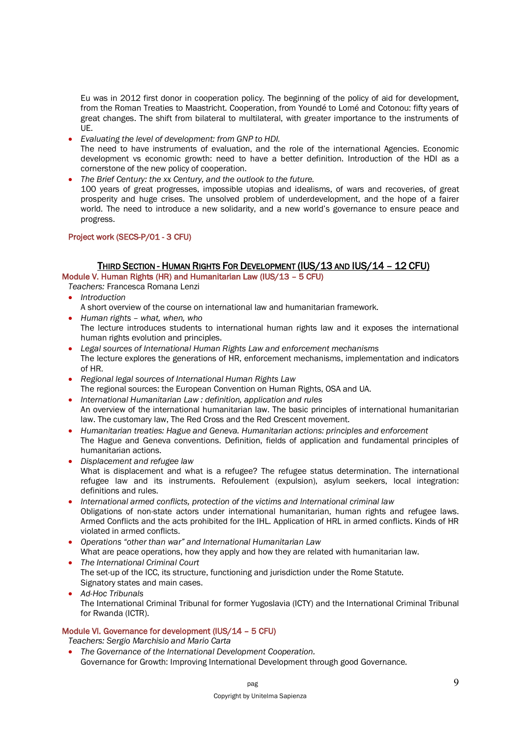Eu was in 2012 first donor in cooperation policy. The beginning of the policy of aid for development, from the Roman Treaties to Maastricht. Cooperation, from Youndé to Lomé and Cotonou: fifty years of great changes. The shift from bilateral to multilateral, with greater importance to the instruments of UE.

- *Evaluating the level of development: from GNP to HDI.*
  The need to have instruments of evaluation, and the role of the international Agencies. Economic development vs economic growth: need to have a better definition. Introduction of the HDI as a cornerstone of the new policy of cooperation.
- *The Brief Century: the xx Century, and the outlook to the future.*
  100 years of great progresses, impossible utopias and idealisms, of wars and recoveries, of great prosperity and huge crises. The unsolved problem of underdevelopment, and the hope of a fairer world. The need to introduce a new solidarity, and a new world's governance to ensure peace and progress.

Project work (SECS-P/01 - 3 CFU)

## THIRD SECTION - HUMAN RIGHTS FOR DEVELOPMENT (IUS/13 AND IUS/14 – 12 CFU)

### Module V. Human Rights (HR) and Humanitarian Law (IUS/13 – 5 CFU)

*Teachers:* Francesca Romana Lenzi

- *Introduction*
  A short overview of the course on international law and humanitarian framework.
- *Human rights – what, when, who*
  The lecture introduces students to international human rights law and it exposes the international human rights evolution and principles.
- *Legal sources of International Human Rights Law and enforcement mechanisms*
  The lecture explores the generations of HR, enforcement mechanisms, implementation and indicators of HR.
- *Regional legal sources of International Human Rights Law*
  The regional sources: the European Convention on Human Rights, OSA and UA.
- *International Humanitarian Law : definition, application and rules*
  An overview of the international humanitarian law. The basic principles of international humanitarian law. The customary law, The Red Cross and the Red Crescent movement.
- *Humanitarian treaties: Hague and Geneva. Humanitarian actions: principles and enforcement*
  The Hague and Geneva conventions. Definition, fields of application and fundamental principles of humanitarian actions.
- *Displacement and refugee law*
  What is displacement and what is a refugee? The refugee status determination. The international refugee law and its instruments. Refoulement (expulsion), asylum seekers, local integration: definitions and rules.
- *International armed conflicts, protection of the victims and International criminal law*
  Obligations of non-state actors under international humanitarian, human rights and refugee laws. Armed Conflicts and the acts prohibited for the IHL. Application of HRL in armed conflicts. Kinds of HR violated in armed conflicts.
- *Operations "other than war" and International Humanitarian Law*
  What are peace operations, how they apply and how they are related with humanitarian law.
- *The International Criminal Court*
  The set-up of the ICC, its structure, functioning and jurisdiction under the Rome Statute.
  Signatory states and main cases.
- *Ad-Hoc Tribunals*
  The International Criminal Tribunal for former Yugoslavia (ICTY) and the International Criminal Tribunal for Rwanda (ICTR).

### Module VI. Governance for development (IUS/14 – 5 CFU)

*Teachers: Sergio Marchisio and Mario Carta*

- *The Governance of the International Development Cooperation.*
  Governance for Growth: Improving International Development through good Governance.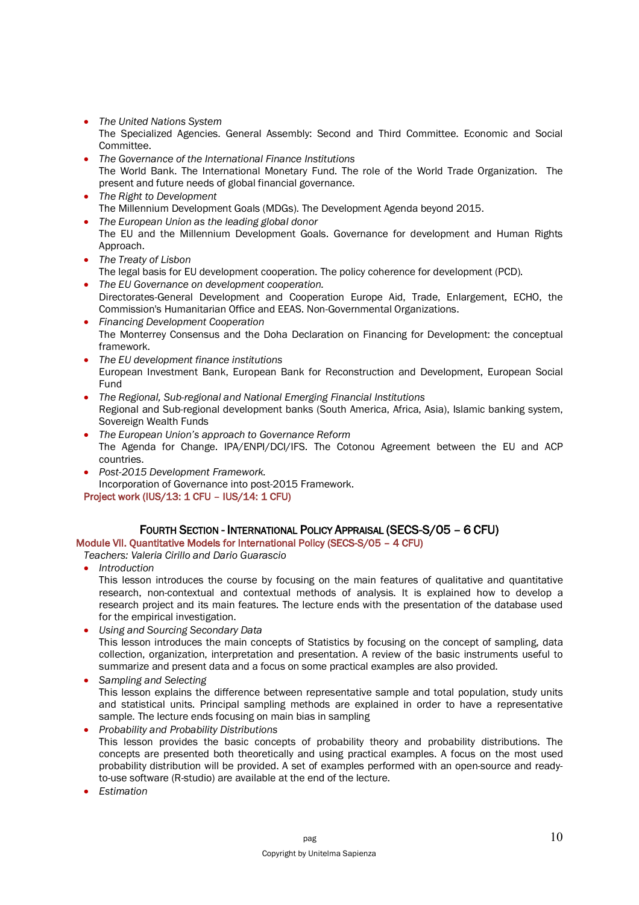- *The United Nations System*
  The Specialized Agencies. General Assembly: Second and Third Committee. Economic and Social Committee.
- *The Governance of the International Finance Institutions*
  The World Bank. The International Monetary Fund. The role of the World Trade Organization. The present and future needs of global financial governance.
- *The Right to Development*
  The Millennium Development Goals (MDGs). The Development Agenda beyond 2015.
- *The European Union as the leading global donor*
  The EU and the Millennium Development Goals. Governance for development and Human Rights Approach.
- *The Treaty of Lisbon*
  The legal basis for EU development cooperation. The policy coherence for development (PCD).
- *The EU Governance on development cooperation.*
  Directorates-General Development and Cooperation Europe Aid, Trade, Enlargement, ECHO, the Commission's Humanitarian Office and EEAS. Non-Governmental Organizations.
- *Financing Development Cooperation*
  The Monterrey Consensus and the Doha Declaration on Financing for Development: the conceptual framework.
- *The EU development finance institutions*
  European Investment Bank, European Bank for Reconstruction and Development, European Social Fund
- *The Regional, Sub-regional and National Emerging Financial Institutions*
  Regional and Sub-regional development banks (South America, Africa, Asia), Islamic banking system, Sovereign Wealth Funds
- *The European Union's approach to Governance Reform*
  The Agenda for Change. IPA/ENPI/DCI/IFS. The Cotonou Agreement between the EU and ACP countries.
- *Post-2015 Development Framework.*
  Incorporation of Governance into post-2015 Framework.

**Project work (IUS/13: 1 CFU – IUS/14: 1 CFU)**

## FOURTH SECTION - INTERNATIONAL POLICY APPRAISAL (SECS-S/05 – 6 CFU)

**Module VII. Quantitative Models for International Policy (SECS-S/05 – 4 CFU)**

*Teachers: Valeria Cirillo and Dario Guarascio*

- *Introduction*
  This lesson introduces the course by focusing on the main features of qualitative and quantitative research, non-contextual and contextual methods of analysis. It is explained how to develop a research project and its main features. The lecture ends with the presentation of the database used for the empirical investigation.
- *Using and Sourcing Secondary Data*
  This lesson introduces the main concepts of Statistics by focusing on the concept of sampling, data collection, organization, interpretation and presentation. A review of the basic instruments useful to summarize and present data and a focus on some practical examples are also provided.
- *Sampling and Selecting*
  This lesson explains the difference between representative sample and total population, study units and statistical units. Principal sampling methods are explained in order to have a representative sample. The lecture ends focusing on main bias in sampling
- *Probability and Probability Distributions*
  This lesson provides the basic concepts of probability theory and probability distributions. The concepts are presented both theoretically and using practical examples. A focus on the most used probability distribution will be provided. A set of examples performed with an open-source and ready-to-use software (R-studio) are available at the end of the lecture.
- *Estimation*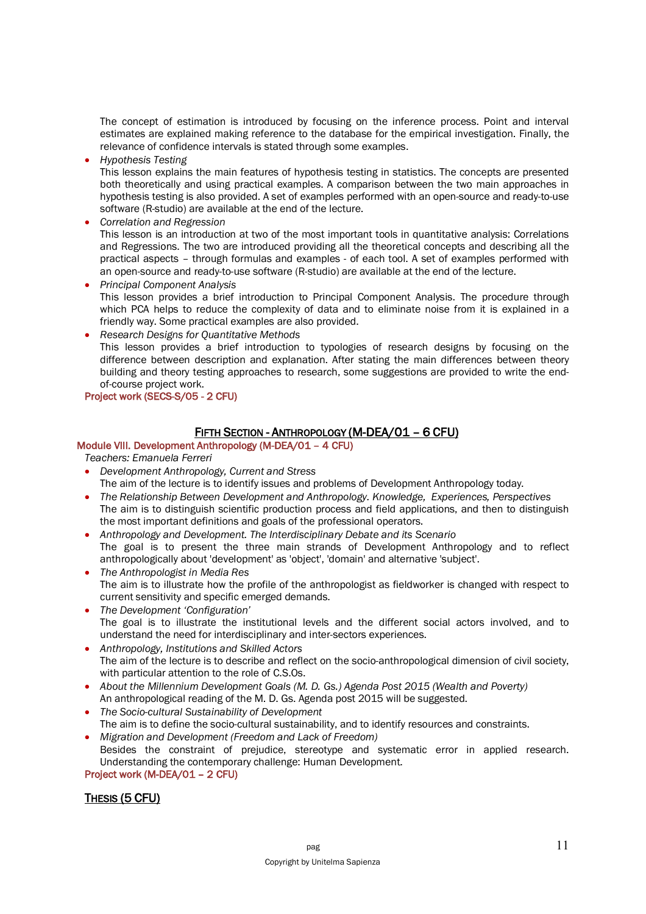The concept of estimation is introduced by focusing on the inference process. Point and interval estimates are explained making reference to the database for the empirical investigation. Finally, the relevance of confidence intervals is stated through some examples.

- *Hypothesis Testing*
  This lesson explains the main features of hypothesis testing in statistics. The concepts are presented both theoretically and using practical examples. A comparison between the two main approaches in hypothesis testing is also provided. A set of examples performed with an open-source and ready-to-use software (R-studio) are available at the end of the lecture.
- *Correlation and Regression*
  This lesson is an introduction at two of the most important tools in quantitative analysis: Correlations and Regressions. The two are introduced providing all the theoretical concepts and describing all the practical aspects – through formulas and examples - of each tool. A set of examples performed with an open-source and ready-to-use software (R-studio) are available at the end of the lecture.
- *Principal Component Analysis*
  This lesson provides a brief introduction to Principal Component Analysis. The procedure through which PCA helps to reduce the complexity of data and to eliminate noise from it is explained in a friendly way. Some practical examples are also provided.
- *Research Designs for Quantitative Methods*
  This lesson provides a brief introduction to typologies of research designs by focusing on the difference between description and explanation. After stating the main differences between theory building and theory testing approaches to research, some suggestions are provided to write the end-of-course project work.

**Project work (SECS-S/05 - 2 CFU)**

## FIFTH SECTION - ANTHROPOLOGY (M-DEA/01 – 6 CFU)

**Module VIII. Development Anthropology (M-DEA/01 – 4 CFU)**

*Teachers: Emanuela Ferreri*

- *Development Anthropology, Current and Stress*
  The aim of the lecture is to identify issues and problems of Development Anthropology today.
- *The Relationship Between Development and Anthropology. Knowledge, Experiences, Perspectives*
  The aim is to distinguish scientific production process and field applications, and then to distinguish the most important definitions and goals of the professional operators.
- *Anthropology and Development. The Interdisciplinary Debate and its Scenario*
  The goal is to present the three main strands of Development Anthropology and to reflect anthropologically about 'development' as 'object', 'domain' and alternative 'subject'.
- *The Anthropologist in Media Res*
  The aim is to illustrate how the profile of the anthropologist as fieldworker is changed with respect to current sensitivity and specific emerged demands.
- *The Development 'Configuration'*
  The goal is to illustrate the institutional levels and the different social actors involved, and to understand the need for interdisciplinary and inter-sectors experiences.
- *Anthropology, Institutions and Skilled Actors*
  The aim of the lecture is to describe and reflect on the socio-anthropological dimension of civil society, with particular attention to the role of C.S.Os.
- *About the Millennium Development Goals (M. D. Gs.) Agenda Post 2015 (Wealth and Poverty)*
  An anthropological reading of the M. D. Gs. Agenda post 2015 will be suggested.
- *The Socio-cultural Sustainability of Development*
  The aim is to define the socio-cultural sustainability, and to identify resources and constraints.
- *Migration and Development (Freedom and Lack of Freedom)*
  Besides the constraint of prejudice, stereotype and systematic error in applied research. Understanding the contemporary challenge: Human Development.

**Project work (M-DEA/01 – 2 CFU)**

## THESIS (5 CFU)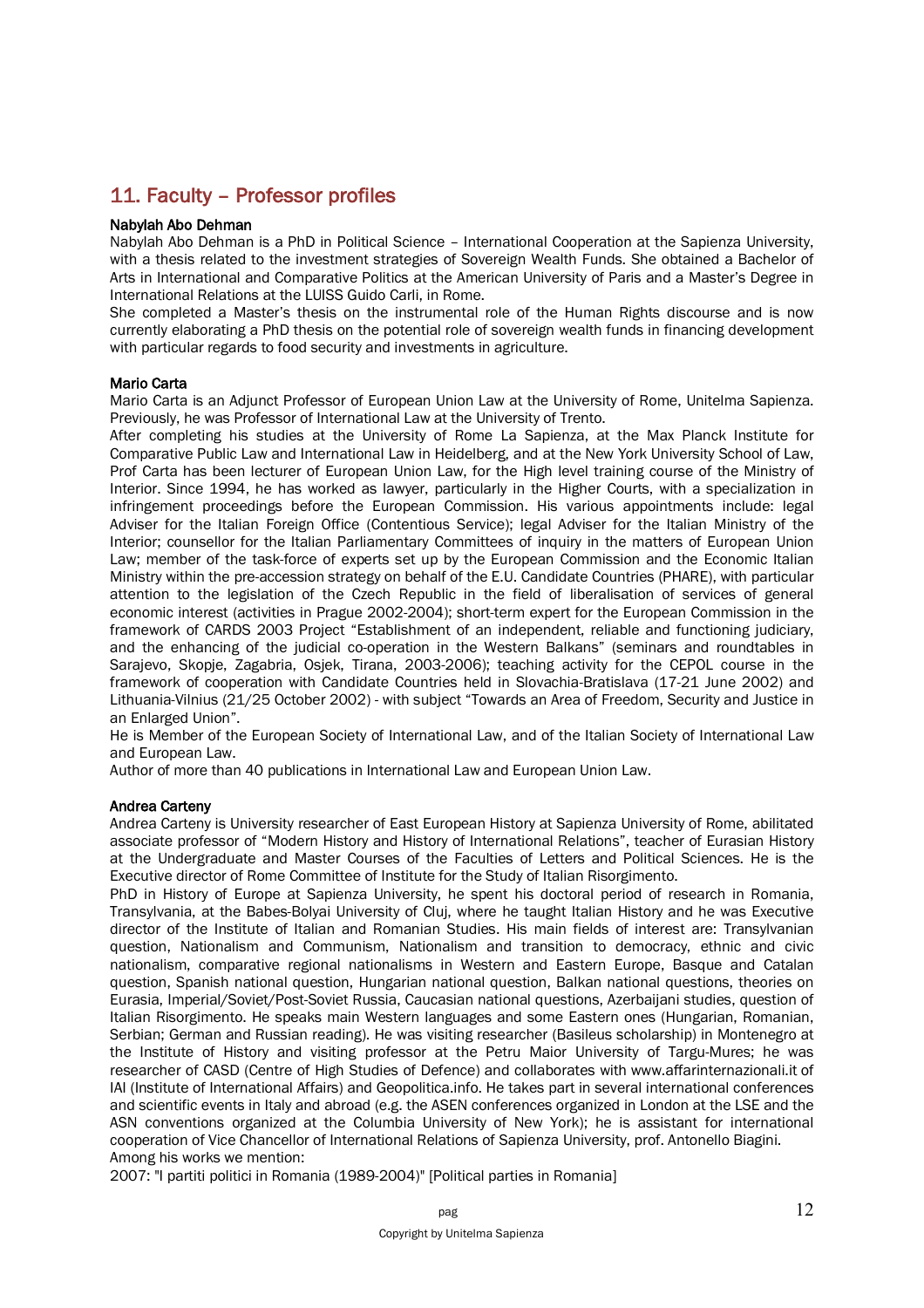## 11. Faculty – Professor profiles

**Nabylah Abo Dehman**

Nabylah Abo Dehman is a PhD in Political Science – International Cooperation at the Sapienza University, with a thesis related to the investment strategies of Sovereign Wealth Funds. She obtained a Bachelor of Arts in International and Comparative Politics at the American University of Paris and a Master's Degree in International Relations at the LUISS Guido Carli, in Rome.

She completed a Master's thesis on the instrumental role of the Human Rights discourse and is now currently elaborating a PhD thesis on the potential role of sovereign wealth funds in financing development with particular regards to food security and investments in agriculture.

**Mario Carta**

Mario Carta is an Adjunct Professor of European Union Law at the University of Rome, Unitelma Sapienza. Previously, he was Professor of International Law at the University of Trento.

After completing his studies at the University of Rome La Sapienza, at the Max Planck Institute for Comparative Public Law and International Law in Heidelberg, and at the New York University School of Law, Prof Carta has been lecturer of European Union Law, for the High level training course of the Ministry of Interior. Since 1994, he has worked as lawyer, particularly in the Higher Courts, with a specialization in infringement proceedings before the European Commission. His various appointments include: legal Adviser for the Italian Foreign Office (Contentious Service); legal Adviser for the Italian Ministry of the Interior; counsellor for the Italian Parliamentary Committees of inquiry in the matters of European Union Law; member of the task-force of experts set up by the European Commission and the Economic Italian Ministry within the pre-accession strategy on behalf of the E.U. Candidate Countries (PHARE), with particular attention to the legislation of the Czech Republic in the field of liberalisation of services of general economic interest (activities in Prague 2002-2004); short-term expert for the European Commission in the framework of CARDS 2003 Project "Establishment of an independent, reliable and functioning judiciary, and the enhancing of the judicial co-operation in the Western Balkans" (seminars and roundtables in Sarajevo, Skopje, Zagabria, Osjek, Tirana, 2003-2006); teaching activity for the CEPOL course in the framework of cooperation with Candidate Countries held in Slovachia-Bratislava (17-21 June 2002) and Lithuania-Vilnius (21/25 October 2002) - with subject "Towards an Area of Freedom, Security and Justice in an Enlarged Union".

He is Member of the European Society of International Law, and of the Italian Society of International Law and European Law.

Author of more than 40 publications in International Law and European Union Law.

**Andrea Carteny**

Andrea Carteny is University researcher of East European History at Sapienza University of Rome, abilitated associate professor of "Modern History and History of International Relations", teacher of Eurasian History at the Undergraduate and Master Courses of the Faculties of Letters and Political Sciences. He is the Executive director of Rome Committee of Institute for the Study of Italian Risorgimento.

PhD in History of Europe at Sapienza University, he spent his doctoral period of research in Romania, Transylvania, at the Babes-Bolyai University of Cluj, where he taught Italian History and he was Executive director of the Institute of Italian and Romanian Studies. His main fields of interest are: Transylvanian question, Nationalism and Communism, Nationalism and transition to democracy, ethnic and civic nationalism, comparative regional nationalisms in Western and Eastern Europe, Basque and Catalan question, Spanish national question, Hungarian national question, Balkan national questions, theories on Eurasia, Imperial/Soviet/Post-Soviet Russia, Caucasian national questions, Azerbaijani studies, question of Italian Risorgimento. He speaks main Western languages and some Eastern ones (Hungarian, Romanian, Serbian; German and Russian reading). He was visiting researcher (Basileus scholarship) in Montenegro at the Institute of History and visiting professor at the Petru Maior University of Targu-Mures; he was researcher of CASD (Centre of High Studies of Defence) and collaborates with www.affarinternazionali.it of IAI (Institute of International Affairs) and Geopolitica.info. He takes part in several international conferences and scientific events in Italy and abroad (e.g. the ASEN conferences organized in London at the LSE and the ASN conventions organized at the Columbia University of New York); he is assistant for international cooperation of Vice Chancellor of International Relations of Sapienza University, prof. Antonello Biagini.

Among his works we mention:

2007: "I partiti politici in Romania (1989-2004)" [Political parties in Romania]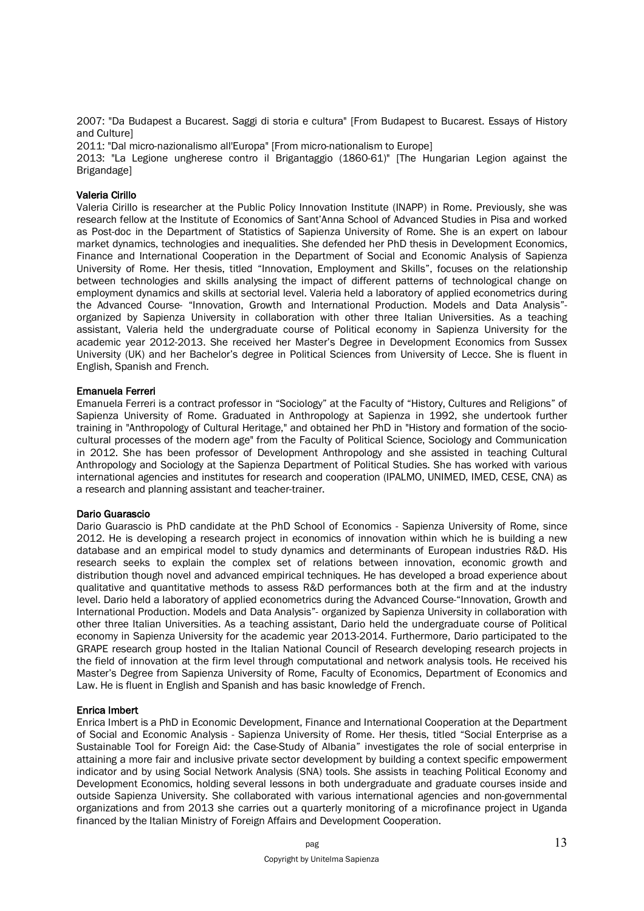2007: "Da Budapest a Bucarest. Saggi di storia e cultura" [From Budapest to Bucarest. Essays of History and Culture]

2011: "Dal micro-nazionalismo all'Europa" [From micro-nationalism to Europe]

2013: "La Legione ungherese contro il Brigantaggio (1860-61)" [The Hungarian Legion against the Brigandage]

**Valeria Cirillo**

Valeria Cirillo is researcher at the Public Policy Innovation Institute (INAPP) in Rome. Previously, she was research fellow at the Institute of Economics of Sant'Anna School of Advanced Studies in Pisa and worked as Post-doc in the Department of Statistics of Sapienza University of Rome. She is an expert on labour market dynamics, technologies and inequalities. She defended her PhD thesis in Development Economics, Finance and International Cooperation in the Department of Social and Economic Analysis of Sapienza University of Rome. Her thesis, titled "Innovation, Employment and Skills", focuses on the relationship between technologies and skills analysing the impact of different patterns of technological change on employment dynamics and skills at sectorial level. Valeria held a laboratory of applied econometrics during the Advanced Course- "Innovation, Growth and International Production. Models and Data Analysis"- organized by Sapienza University in collaboration with other three Italian Universities. As a teaching assistant, Valeria held the undergraduate course of Political economy in Sapienza University for the academic year 2012-2013. She received her Master's Degree in Development Economics from Sussex University (UK) and her Bachelor's degree in Political Sciences from University of Lecce. She is fluent in English, Spanish and French.

**Emanuela Ferreri**

Emanuela Ferreri is a contract professor in "Sociology" at the Faculty of "History, Cultures and Religions" of Sapienza University of Rome. Graduated in Anthropology at Sapienza in 1992, she undertook further training in "Anthropology of Cultural Heritage," and obtained her PhD in "History and formation of the socio-cultural processes of the modern age" from the Faculty of Political Science, Sociology and Communication in 2012. She has been professor of Development Anthropology and she assisted in teaching Cultural Anthropology and Sociology at the Sapienza Department of Political Studies. She has worked with various international agencies and institutes for research and cooperation (IPALMO, UNIMED, IMED, CESE, CNA) as a research and planning assistant and teacher-trainer.

**Dario Guarascio**

Dario Guarascio is PhD candidate at the PhD School of Economics - Sapienza University of Rome, since 2012. He is developing a research project in economics of innovation within which he is building a new database and an empirical model to study dynamics and determinants of European industries R&D. His research seeks to explain the complex set of relations between innovation, economic growth and distribution though novel and advanced empirical techniques. He has developed a broad experience about qualitative and quantitative methods to assess R&D performances both at the firm and at the industry level. Dario held a laboratory of applied econometrics during the Advanced Course-"Innovation, Growth and International Production. Models and Data Analysis"- organized by Sapienza University in collaboration with other three Italian Universities. As a teaching assistant, Dario held the undergraduate course of Political economy in Sapienza University for the academic year 2013-2014. Furthermore, Dario participated to the GRAPE research group hosted in the Italian National Council of Research developing research projects in the field of innovation at the firm level through computational and network analysis tools. He received his Master's Degree from Sapienza University of Rome, Faculty of Economics, Department of Economics and Law. He is fluent in English and Spanish and has basic knowledge of French.

**Enrica Imbert**

Enrica Imbert is a PhD in Economic Development, Finance and International Cooperation at the Department of Social and Economic Analysis - Sapienza University of Rome. Her thesis, titled "Social Enterprise as a Sustainable Tool for Foreign Aid: the Case-Study of Albania" investigates the role of social enterprise in attaining a more fair and inclusive private sector development by building a context specific empowerment indicator and by using Social Network Analysis (SNA) tools. She assists in teaching Political Economy and Development Economics, holding several lessons in both undergraduate and graduate courses inside and outside Sapienza University. She collaborated with various international agencies and non-governmental organizations and from 2013 she carries out a quarterly monitoring of a microfinance project in Uganda financed by the Italian Ministry of Foreign Affairs and Development Cooperation.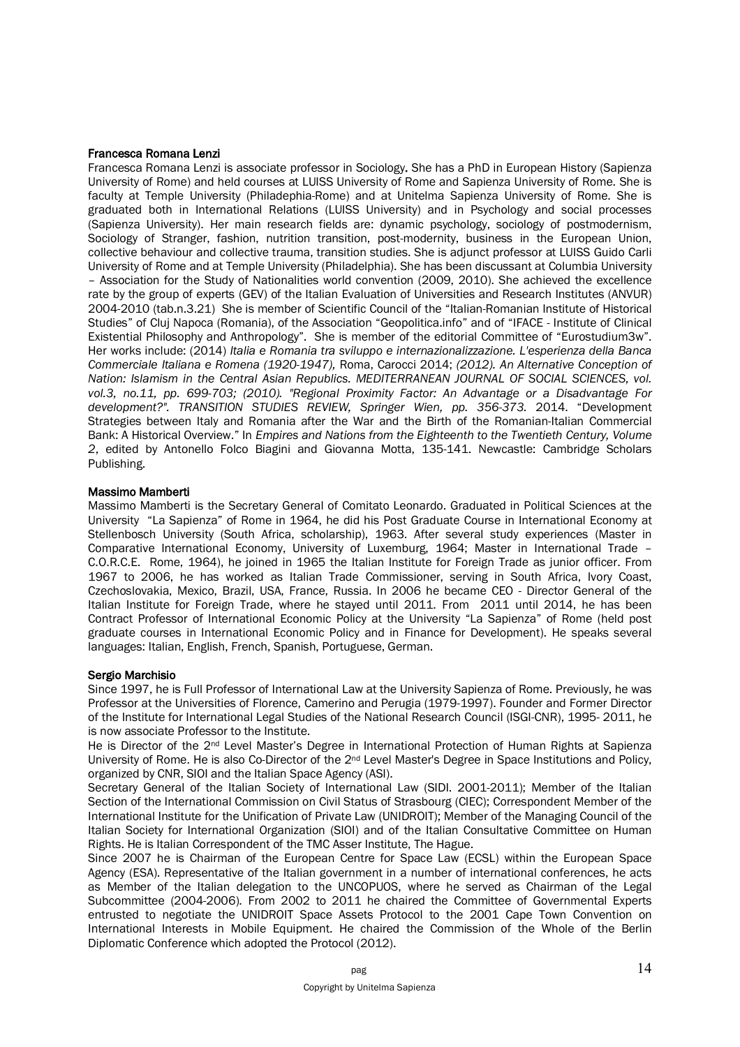**Francesca Romana Lenzi**

Francesca Romana Lenzi is associate professor in Sociology**.** She has a PhD in European History (Sapienza University of Rome) and held courses at LUISS University of Rome and Sapienza University of Rome. She is faculty at Temple University (Philadephia-Rome) and at Unitelma Sapienza University of Rome. She is graduated both in International Relations (LUISS University) and in Psychology and social processes (Sapienza University). Her main research fields are: dynamic psychology, sociology of postmodernism, Sociology of Stranger, fashion, nutrition transition, post-modernity, business in the European Union, collective behaviour and collective trauma, transition studies. She is adjunct professor at LUISS Guido Carli University of Rome and at Temple University (Philadelphia). She has been discussant at Columbia University – Association for the Study of Nationalities world convention (2009, 2010). She achieved the excellence rate by the group of experts (GEV) of the Italian Evaluation of Universities and Research Institutes (ANVUR) 2004-2010 (tab.n.3.21) She is member of Scientific Council of the "Italian-Romanian Institute of Historical Studies" of Cluj Napoca (Romania), of the Association "Geopolitica.info" and of "IFACE - Institute of Clinical Existential Philosophy and Anthropology". She is member of the editorial Committee of "Eurostudium3w". Her works include: (2014) *Italia e Romania tra sviluppo e internazionalizzazione. L'esperienza della Banca Commerciale Italiana e Romena (1920-1947),* Roma, Carocci 2014; *(2012). An Alternative Conception of Nation: Islamism in the Central Asian Republics. MEDITERRANEAN JOURNAL OF SOCIAL SCIENCES, vol. vol.3, no.11, pp. 699-703; (2010). "Regional Proximity Factor: An Advantage or a Disadvantage For development?". TRANSITION STUDIES REVIEW, Springer Wien, pp. 356-373.* 2014. "Development Strategies between Italy and Romania after the War and the Birth of the Romanian-Italian Commercial Bank: A Historical Overview." In *Empires and Nations from the Eighteenth to the Twentieth Century, Volume 2*, edited by Antonello Folco Biagini and Giovanna Motta, 135-141. Newcastle: Cambridge Scholars Publishing.

**Massimo Mamberti**

Massimo Mamberti is the Secretary General of Comitato Leonardo. Graduated in Political Sciences at the University "La Sapienza" of Rome in 1964, he did his Post Graduate Course in International Economy at Stellenbosch University (South Africa, scholarship), 1963. After several study experiences (Master in Comparative International Economy, University of Luxemburg, 1964; Master in International Trade – C.O.R.C.E. Rome, 1964), he joined in 1965 the Italian Institute for Foreign Trade as junior officer. From 1967 to 2006, he has worked as Italian Trade Commissioner, serving in South Africa, Ivory Coast, Czechoslovakia, Mexico, Brazil, USA, France, Russia. In 2006 he became CEO - Director General of the Italian Institute for Foreign Trade, where he stayed until 2011. From 2011 until 2014, he has been Contract Professor of International Economic Policy at the University "La Sapienza" of Rome (held post graduate courses in International Economic Policy and in Finance for Development). He speaks several languages: Italian, English, French, Spanish, Portuguese, German.

**Sergio Marchisio**

Since 1997, he is Full Professor of International Law at the University Sapienza of Rome. Previously, he was Professor at the Universities of Florence, Camerino and Perugia (1979-1997). Founder and Former Director of the Institute for International Legal Studies of the National Research Council (ISGI-CNR), 1995- 2011, he is now associate Professor to the Institute.

He is Director of the 2nd Level Master's Degree in International Protection of Human Rights at Sapienza University of Rome. He is also Co-Director of the 2nd Level Master's Degree in Space Institutions and Policy, organized by CNR, SIOI and the Italian Space Agency (ASI).

Secretary General of the Italian Society of International Law (SIDI. 2001-2011); Member of the Italian Section of the International Commission on Civil Status of Strasbourg (CIEC); Correspondent Member of the International Institute for the Unification of Private Law (UNIDROIT); Member of the Managing Council of the Italian Society for International Organization (SIOI) and of the Italian Consultative Committee on Human Rights. He is Italian Correspondent of the TMC Asser Institute, The Hague.

Since 2007 he is Chairman of the European Centre for Space Law (ECSL) within the European Space Agency (ESA). Representative of the Italian government in a number of international conferences, he acts as Member of the Italian delegation to the UNCOPUOS, where he served as Chairman of the Legal Subcommittee (2004-2006). From 2002 to 2011 he chaired the Committee of Governmental Experts entrusted to negotiate the UNIDROIT Space Assets Protocol to the 2001 Cape Town Convention on International Interests in Mobile Equipment. He chaired the Commission of the Whole of the Berlin Diplomatic Conference which adopted the Protocol (2012).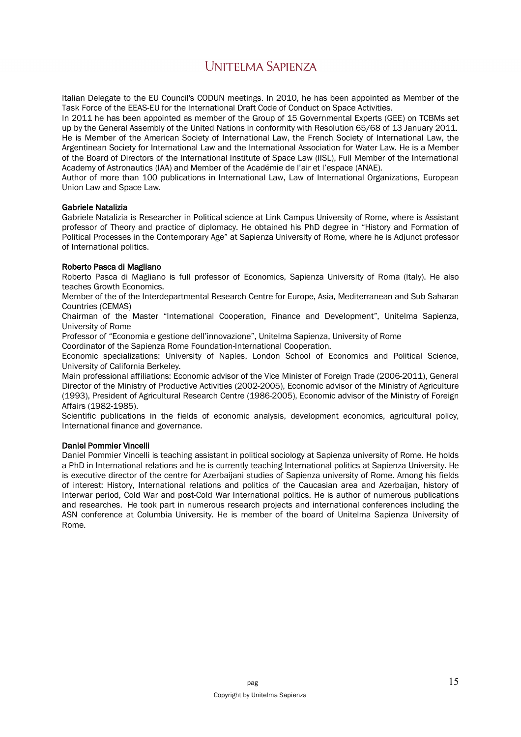Italian Delegate to the EU Council's CODUN meetings. In 2010, he has been appointed as Member of the Task Force of the EEAS-EU for the International Draft Code of Conduct on Space Activities.

In 2011 he has been appointed as member of the Group of 15 Governmental Experts (GEE) on TCBMs set up by the General Assembly of the United Nations in conformity with Resolution 65/68 of 13 January 2011.

He is Member of the American Society of International Law, the French Society of International Law, the Argentinean Society for International Law and the International Association for Water Law. He is a Member of the Board of Directors of the International Institute of Space Law (IISL), Full Member of the International Academy of Astronautics (IAA) and Member of the Académie de l'air et l'espace (ANAE).

Author of more than 100 publications in International Law, Law of International Organizations, European Union Law and Space Law.

**Gabriele Natalizia**

Gabriele Natalizia is Researcher in Political science at Link Campus University of Rome, where is Assistant professor of Theory and practice of diplomacy. He obtained his PhD degree in "History and Formation of Political Processes in the Contemporary Age" at Sapienza University of Rome, where he is Adjunct professor of International politics.

**Roberto Pasca di Magliano**

Roberto Pasca di Magliano is full professor of Economics, Sapienza University of Roma (Italy). He also teaches Growth Economics.

Member of the of the Interdepartmental Research Centre for Europe, Asia, Mediterranean and Sub Saharan Countries (CEMAS)

Chairman of the Master "International Cooperation, Finance and Development", Unitelma Sapienza, University of Rome

Professor of "Economia e gestione dell'innovazione", Unitelma Sapienza, University of Rome

Coordinator of the Sapienza Rome Foundation-International Cooperation.

Economic specializations: University of Naples, London School of Economics and Political Science, University of California Berkeley.

Main professional affiliations: Economic advisor of the Vice Minister of Foreign Trade (2006-2011), General Director of the Ministry of Productive Activities (2002-2005), Economic advisor of the Ministry of Agriculture (1993), President of Agricultural Research Centre (1986-2005), Economic advisor of the Ministry of Foreign Affairs (1982-1985).

Scientific publications in the fields of economic analysis, development economics, agricultural policy, International finance and governance.

**Daniel Pommier Vincelli**

Daniel Pommier Vincelli is teaching assistant in political sociology at Sapienza university of Rome. He holds a PhD in International relations and he is currently teaching International politics at Sapienza University. He is executive director of the centre for Azerbaijani studies of Sapienza university of Rome. Among his fields of interest: History, International relations and politics of the Caucasian area and Azerbaijan, history of Interwar period, Cold War and post-Cold War International politics. He is author of numerous publications and researches. He took part in numerous research projects and international conferences including the ASN conference at Columbia University. He is member of the board of Unitelma Sapienza University of Rome.